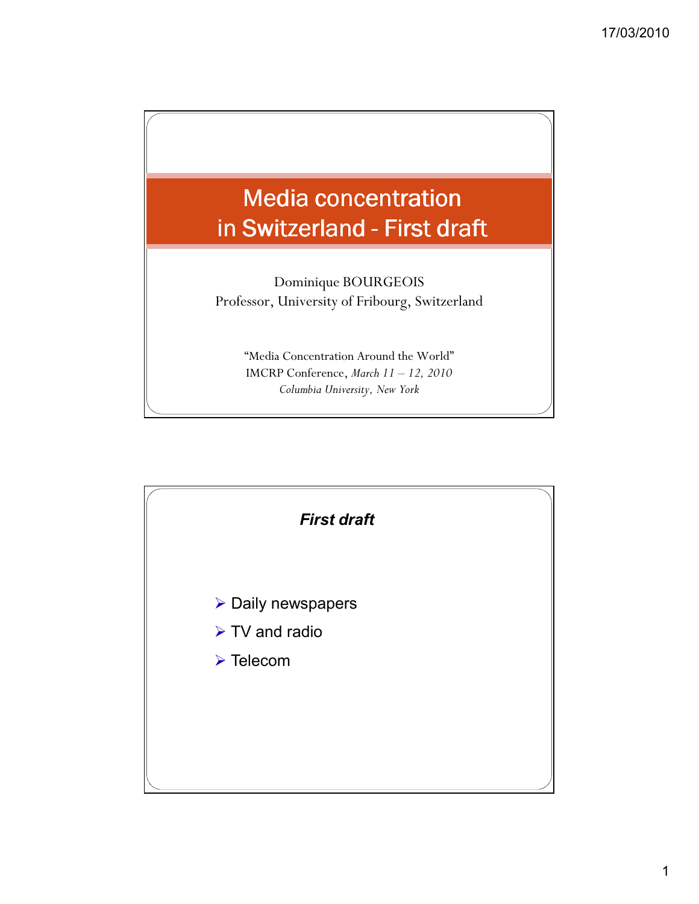# Media concentration in Switzerland - First draft

Dominique BOURGEOIS
Professor, University of Fribourg, Switzerland

"Media Concentration Around the World"
IMCRP Conference, *March 11 – 12, 2010*
*Columbia University, New York*

## *First draft*

- Daily newspapers
- TV and radio
- Telecom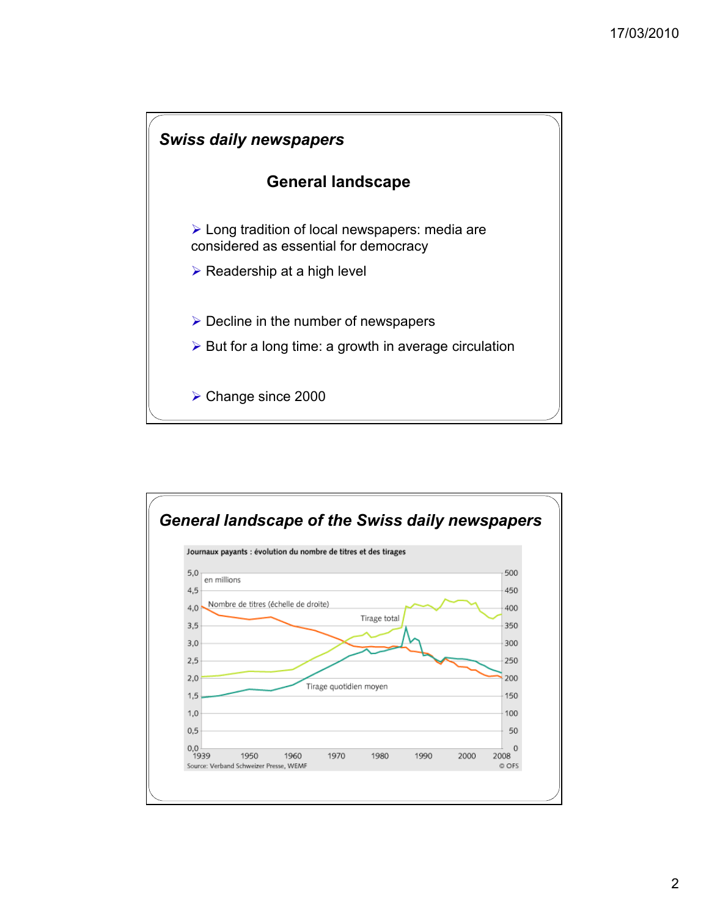## Swiss daily newspapers

### General landscape

- Long tradition of local newspapers: media are considered as essential for democracy
- Readership at a high level

- Decline in the number of newspapers
- But for a long time: a growth in average circulation

- Change since 2000

## General landscape of the Swiss daily newspapers

Journaux payants : évolution du nombre de titres et des tirages

en millions

Nombre de titres (échelle de droite)

Tirage total

Tirage quotidien moyen

Source: Verband Schweizer Presse, WEMF

© OFS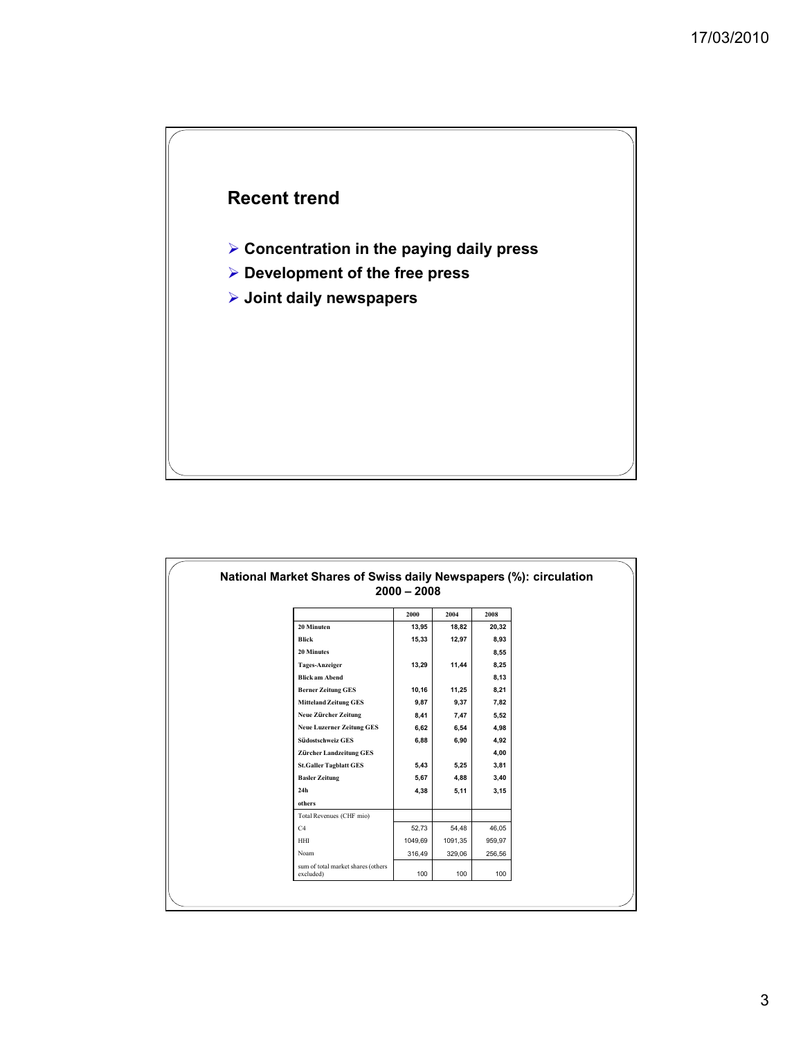## Recent trend

- **Concentration in the paying daily press**
- **Development of the free press**
- **Joint daily newspapers**

### National Market Shares of Swiss daily Newspapers (%): circulation 2000 – 2008

| | 2000 | 2004 | 2008 |
|---|---|---|---|
| **20 Minuten** | 13,95 | 18,82 | 20,32 |
| **Blick** | 15,33 | 12,97 | 8,93 |
| **20 Minutes** | | | 8,55 |
| **Tages-Anzeiger** | 13,29 | 11,44 | 8,25 |
| **Blick am Abend** | | | 8,13 |
| **Berner Zeitung GES** | 10,16 | 11,25 | 8,21 |
| **Mitteland Zeitung GES** | 9,87 | 9,37 | 7,82 |
| **Neue Zürcher Zeitung** | 8,41 | 7,47 | 5,52 |
| **Neue Luzerner Zeitung GES** | 6,62 | 6,54 | 4,98 |
| **Südostschweiz GES** | 6,88 | 6,90 | 4,92 |
| **Zürcher Landzeitung GES** | | | 4,00 |
| **St.Galler Tagblatt GES** | 5,43 | 5,25 | 3,81 |
| **Basler Zeitung** | 5,67 | 4,88 | 3,40 |
| **24h** | 4,38 | 5,11 | 3,15 |
| **others** | | | |
| Total Revenues (CHF mio) | | | |
| C4 | 52,73 | 54,48 | 46,05 |
| HHI | 1049,69 | 1091,35 | 959,97 |
| Noam | 316,49 | 329,06 | 256,56 |
| sum of total market shares (others excluded) | 100 | 100 | 100 |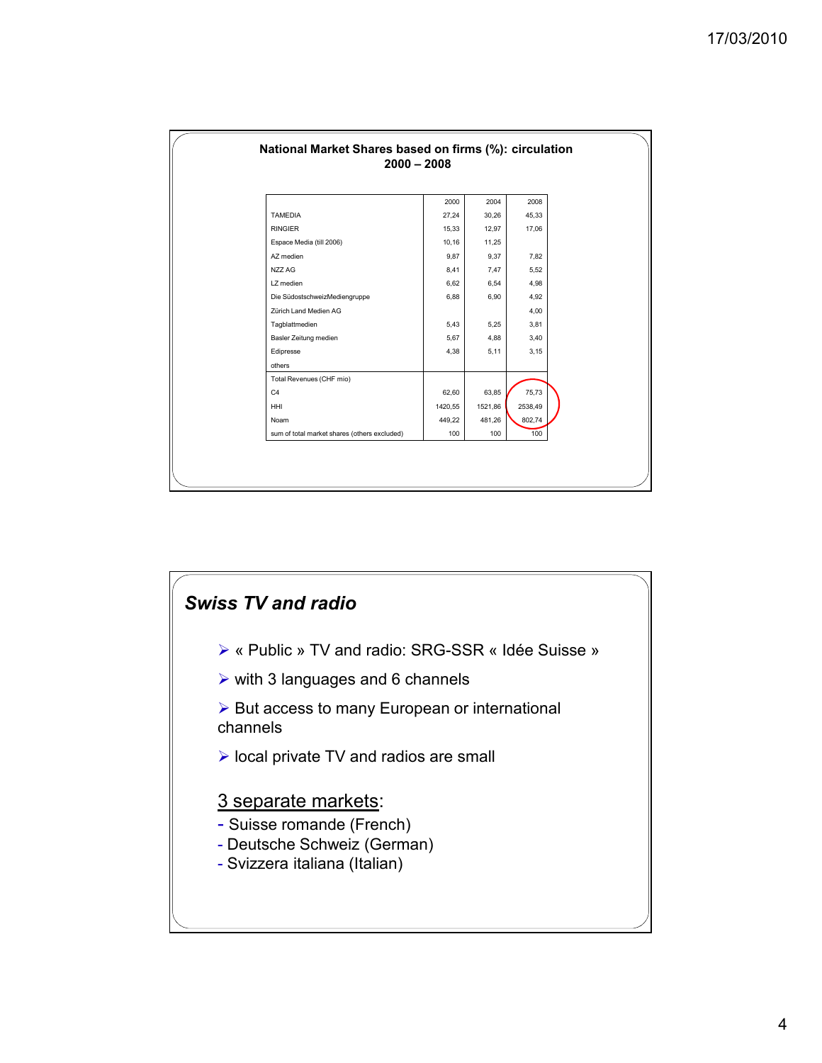**National Market Shares based on firms (%): circulation 2000 – 2008**

| | 2000 | 2004 | 2008 |
|---|---|---|---|
| TAMEDIA | 27,24 | 30,26 | 45,33 |
| RINGIER | 15,33 | 12,97 | 17,06 |
| Espace Media (till 2006) | 10,16 | 11,25 | |
| AZ medien | 9,87 | 9,37 | 7,82 |
| NZZ AG | 8,41 | 7,47 | 5,52 |
| LZ medien | 6,62 | 6,54 | 4,98 |
| Die SüdostschweizMediengruppe | 6,88 | 6,90 | 4,92 |
| Zürich Land Medien AG | | | 4,00 |
| Tagblattmedien | 5,43 | 5,25 | 3,81 |
| Basler Zeitung medien | 5,67 | 4,88 | 3,40 |
| Edipresse | 4,38 | 5,11 | 3,15 |
| others | | | |
| Total Revenues (CHF mio) | | | |
| C4 | 62,60 | 63,85 | 75,73 |
| HHI | 1420,55 | 1521,86 | 2538,49 |
| Noam | 449,22 | 481,26 | 802,74 |
| sum of total market shares (others excluded) | 100 | 100 | 100 |

## *Swiss TV and radio*

- « Public » TV and radio: SRG-SSR « Idée Suisse »
- with 3 languages and 6 channels
- But access to many European or international channels
- local private TV and radios are small

<u>3 separate markets</u>:

- Suisse romande (French)
- Deutsche Schweiz (German)
- Svizzera italiana (Italian)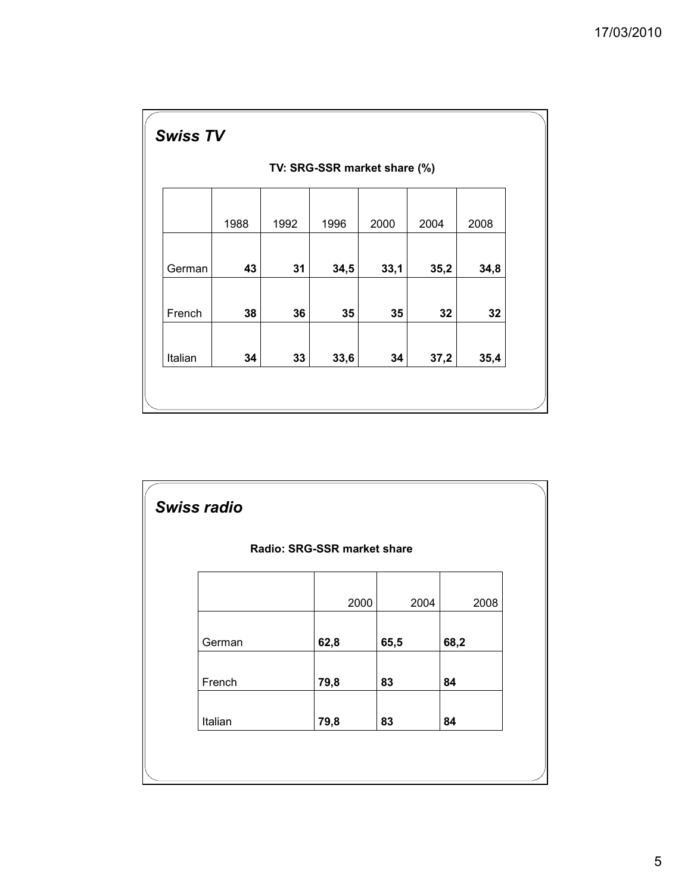## *Swiss TV*

**TV: SRG-SSR market share (%)**

| | 1988 | 1992 | 1996 | 2000 | 2004 | 2008 |
|---|---|---|---|---|---|---|
| German | **43** | **31** | **34,5** | **33,1** | **35,2** | **34,8** |
| French | **38** | **36** | **35** | **35** | **32** | **32** |
| Italian | **34** | **33** | **33,6** | **34** | **37,2** | **35,4** |

## *Swiss radio*

**Radio: SRG-SSR market share**

| | 2000 | 2004 | 2008 |
|---|---|---|---|
| German | **62,8** | **65,5** | **68,2** |
| French | **79,8** | **83** | **84** |
| Italian | **79,8** | **83** | **84** |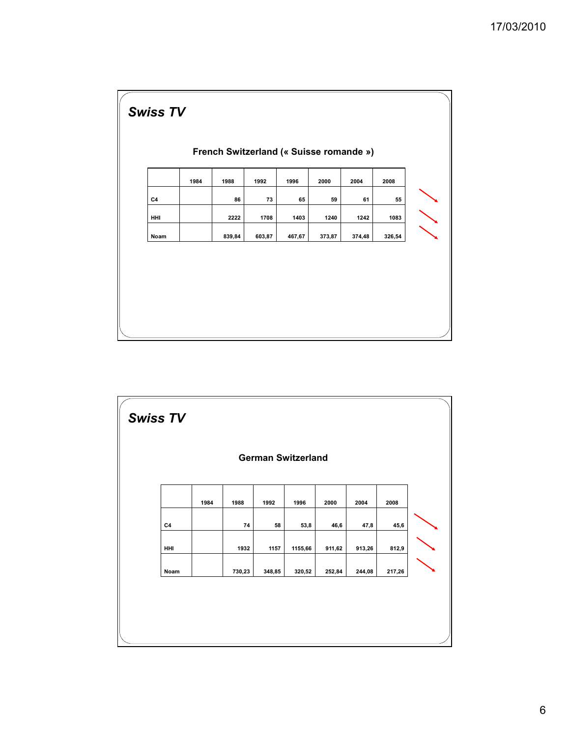## *Swiss TV*

### French Switzerland (« Suisse romande »)

| | 1984 | 1988 | 1992 | 1996 | 2000 | 2004 | 2008 |
|---|---|---|---|---|---|---|---|
| C4 | | 86 | 73 | 65 | 59 | 61 | 55 |
| HHI | | 2222 | 1708 | 1403 | 1240 | 1242 | 1083 |
| Noam | | 839,84 | 603,87 | 467,67 | 373,87 | 374,48 | 326,54 |

## *Swiss TV*

### German Switzerland

| | 1984 | 1988 | 1992 | 1996 | 2000 | 2004 | 2008 |
|---|---|---|---|---|---|---|---|
| C4 | | 74 | 58 | 53,8 | 46,6 | 47,8 | 45,6 |
| HHI | | 1932 | 1157 | 1155,66 | 911,62 | 913,26 | 812,9 |
| Noam | | 730,23 | 348,85 | 320,52 | 252,84 | 244,08 | 217,26 |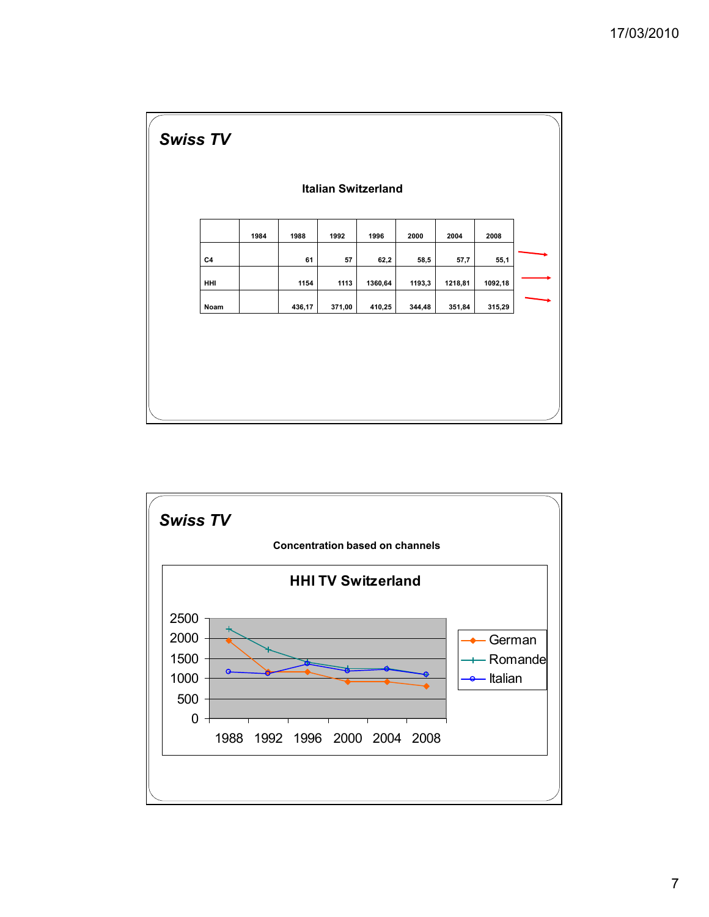## Swiss TV

**Italian Switzerland**

| | 1984 | 1988 | 1992 | 1996 | 2000 | 2004 | 2008 |
|---|---|---|---|---|---|---|---|
| C4 | | 61 | 57 | 62,2 | 58,5 | 57,7 | 55,1 |
| HHI | | 1154 | 1113 | 1360,64 | 1193,3 | 1218,81 | 1092,18 |
| Noam | | 436,17 | 371,00 | 410,25 | 344,48 | 351,84 | 315,29 |

## Swiss TV

**Concentration based on channels**

HHI TV Switzerland

(Line chart: HHI values from 0 to 2500 for German, Romande and Italian, years 1988, 1992, 1996, 2000, 2004, 2008)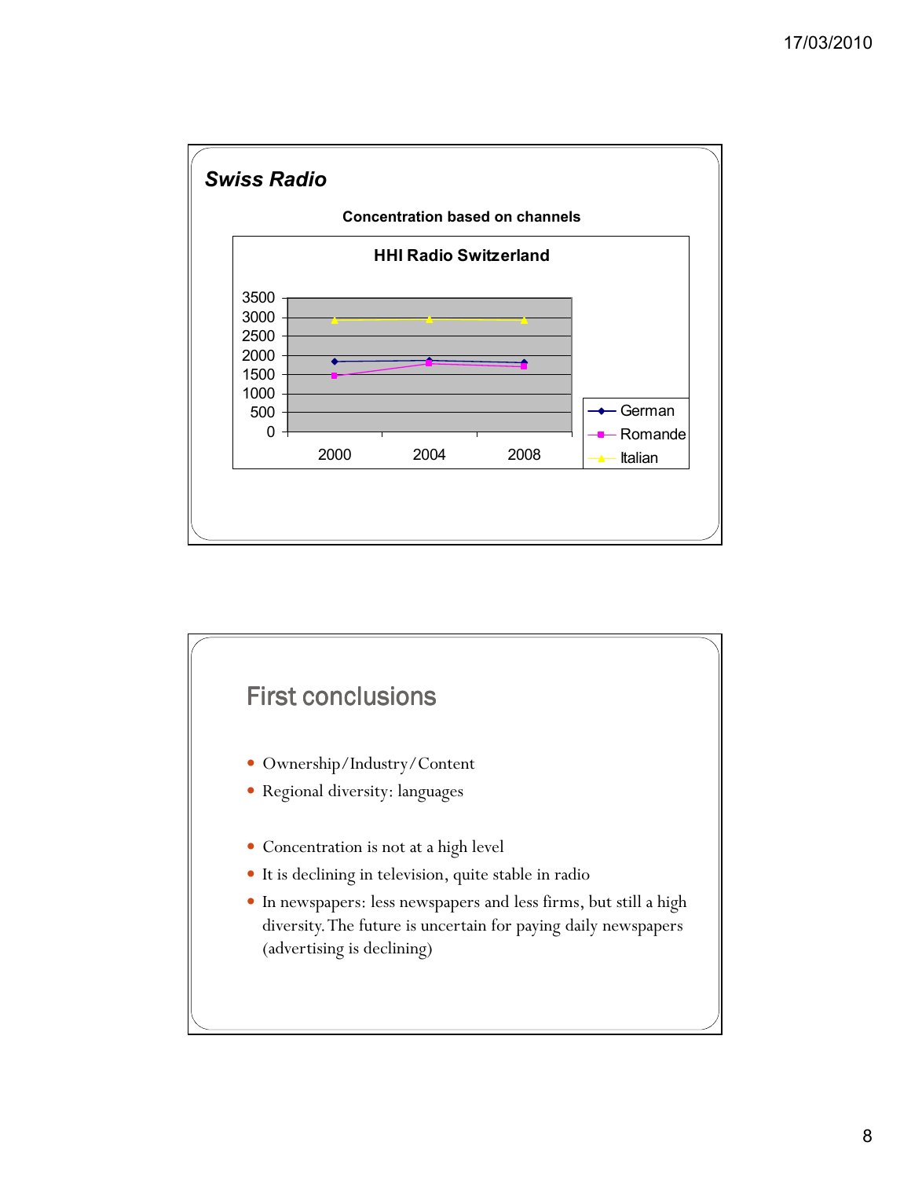## Swiss Radio

Concentration based on channels

**HHI Radio Switzerland**

(Chart: y-axis 0–3500; x-axis 2000, 2004, 2008; series: German, Romande, Italian)

## First conclusions

- Ownership/Industry/Content
- Regional diversity: languages

- Concentration is not at a high level
- It is declining in television, quite stable in radio
- In newspapers: less newspapers and less firms, but still a high diversity. The future is uncertain for paying daily newspapers (advertising is declining)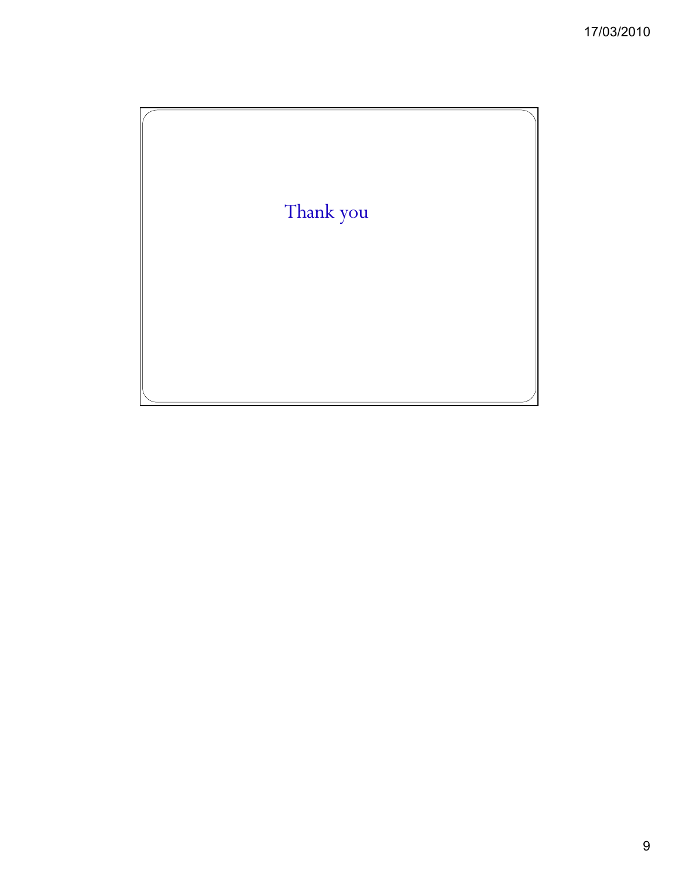Thank you